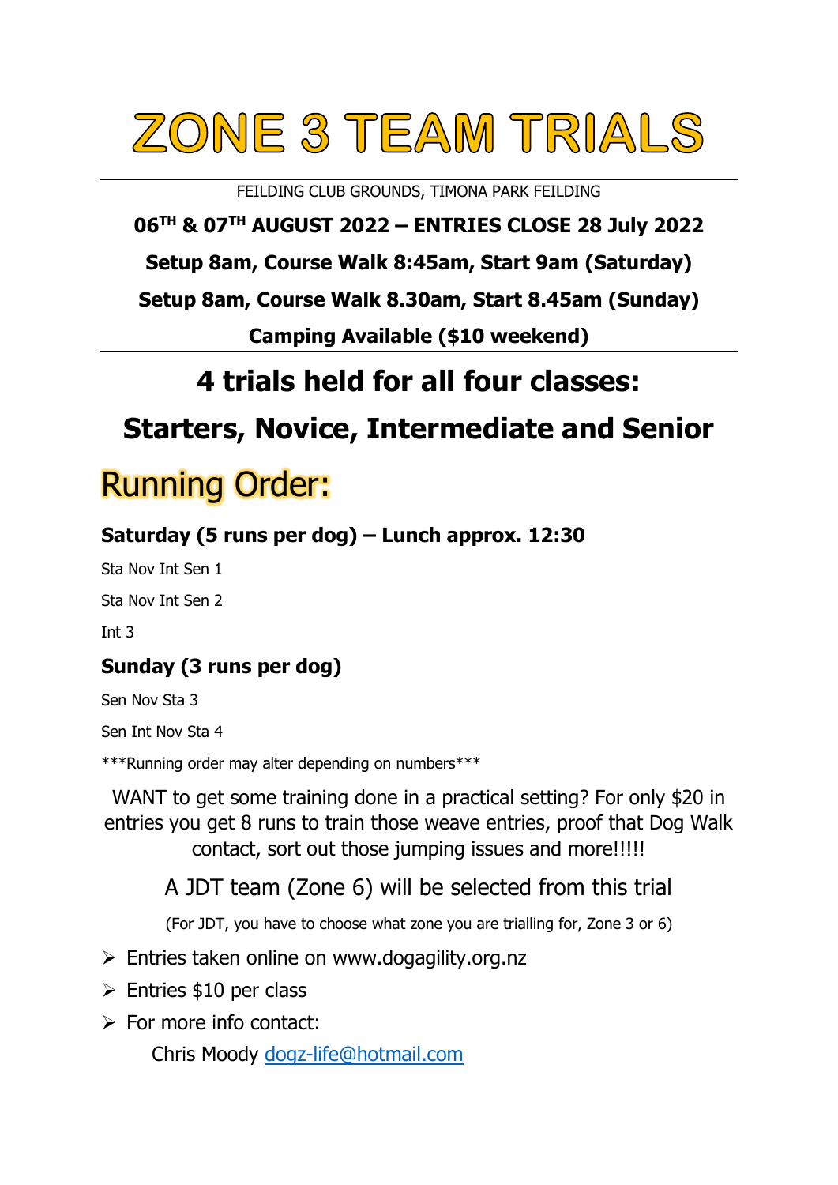# ZONE 3 TEAM TRIALS

FEILDING CLUB GROUNDS, TIMONA PARK FEILDING

**06TH & 07TH AUGUST 2022 – ENTRIES CLOSE 28 July 2022**

**Setup 8am, Course Walk 8:45am, Start 9am (Saturday)**

**Setup 8am, Course Walk 8.30am, Start 8.45am (Sunday)**

**Camping Available ($10 weekend)**

## 4 trials held for all four classes:

## Starters, Novice, Intermediate and Senior

# Running Order:

### Saturday (5 runs per dog) – Lunch approx. 12:30

Sta Nov Int Sen 1

Sta Nov Int Sen 2

Int 3

### Sunday (3 runs per dog)

Sen Nov Sta 3

Sen Int Nov Sta 4

***Running order may alter depending on numbers***

WANT to get some training done in a practical setting? For only $20 in entries you get 8 runs to train those weave entries, proof that Dog Walk contact, sort out those jumping issues and more!!!!!

A JDT team (Zone 6) will be selected from this trial

(For JDT, you have to choose what zone you are trialling for, Zone 3 or 6)

- Entries taken online on www.dogagility.org.nz
- Entries $10 per class
- For more info contact:

  Chris Moody dogz-life@hotmail.com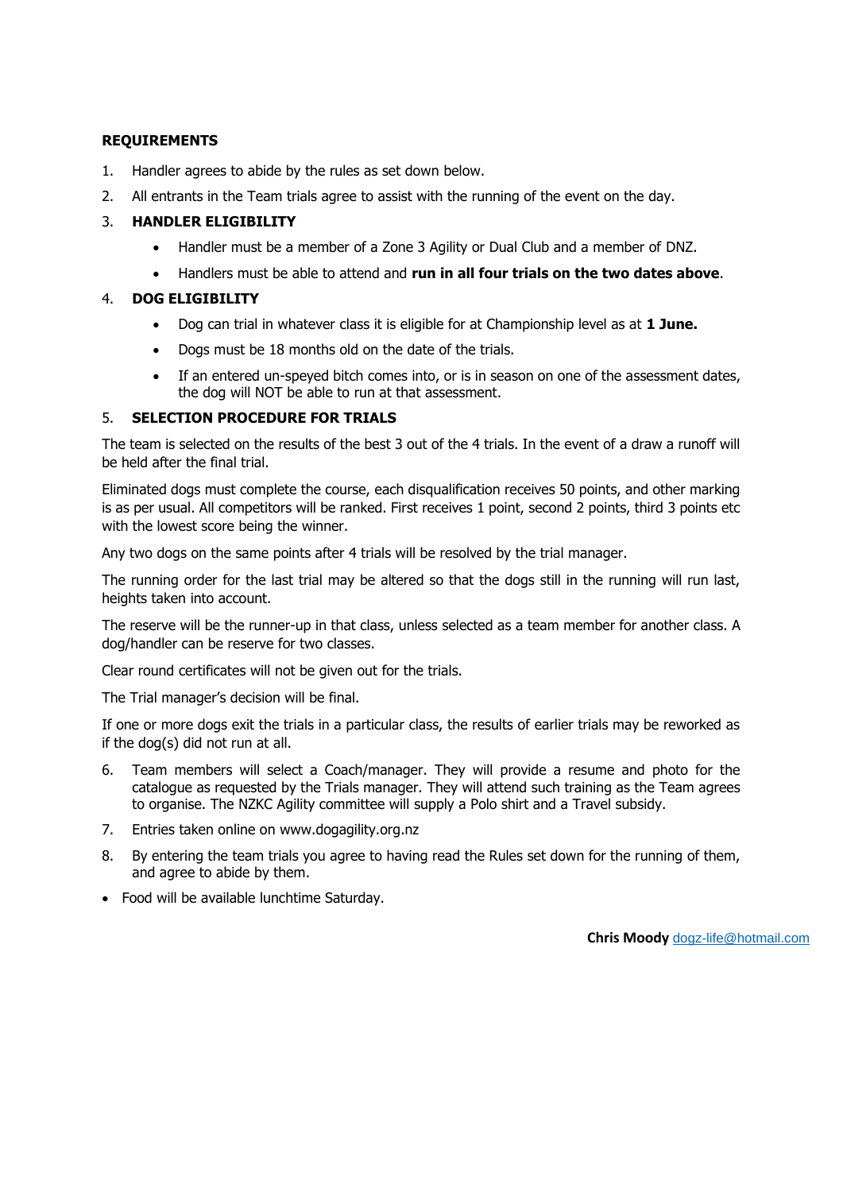**REQUIREMENTS**

1. Handler agrees to abide by the rules as set down below.
2. All entrants in the Team trials agree to assist with the running of the event on the day.
3. **HANDLER ELIGIBILITY**
   - Handler must be a member of a Zone 3 Agility or Dual Club and a member of DNZ.
   - Handlers must be able to attend and **run in all four trials on the two dates above**.
4. **DOG ELIGIBILITY**
   - Dog can trial in whatever class it is eligible for at Championship level as at **1 June.**
   - Dogs must be 18 months old on the date of the trials.
   - If an entered un-speyed bitch comes into, or is in season on one of the assessment dates, the dog will NOT be able to run at that assessment.
5. **SELECTION PROCEDURE FOR TRIALS**

The team is selected on the results of the best 3 out of the 4 trials. In the event of a draw a runoff will be held after the final trial.

Eliminated dogs must complete the course, each disqualification receives 50 points, and other marking is as per usual. All competitors will be ranked. First receives 1 point, second 2 points, third 3 points etc with the lowest score being the winner.

Any two dogs on the same points after 4 trials will be resolved by the trial manager.

The running order for the last trial may be altered so that the dogs still in the running will run last, heights taken into account.

The reserve will be the runner-up in that class, unless selected as a team member for another class. A dog/handler can be reserve for two classes.

Clear round certificates will not be given out for the trials.

The Trial manager's decision will be final.

If one or more dogs exit the trials in a particular class, the results of earlier trials may be reworked as if the dog(s) did not run at all.

6. Team members will select a Coach/manager. They will provide a resume and photo for the catalogue as requested by the Trials manager. They will attend such training as the Team agrees to organise. The NZKC Agility committee will supply a Polo shirt and a Travel subsidy.
7. Entries taken online on www.dogagility.org.nz
8. By entering the team trials you agree to having read the Rules set down for the running of them, and agree to abide by them.

- Food will be available lunchtime Saturday.

**Chris Moody** dogz-life@hotmail.com